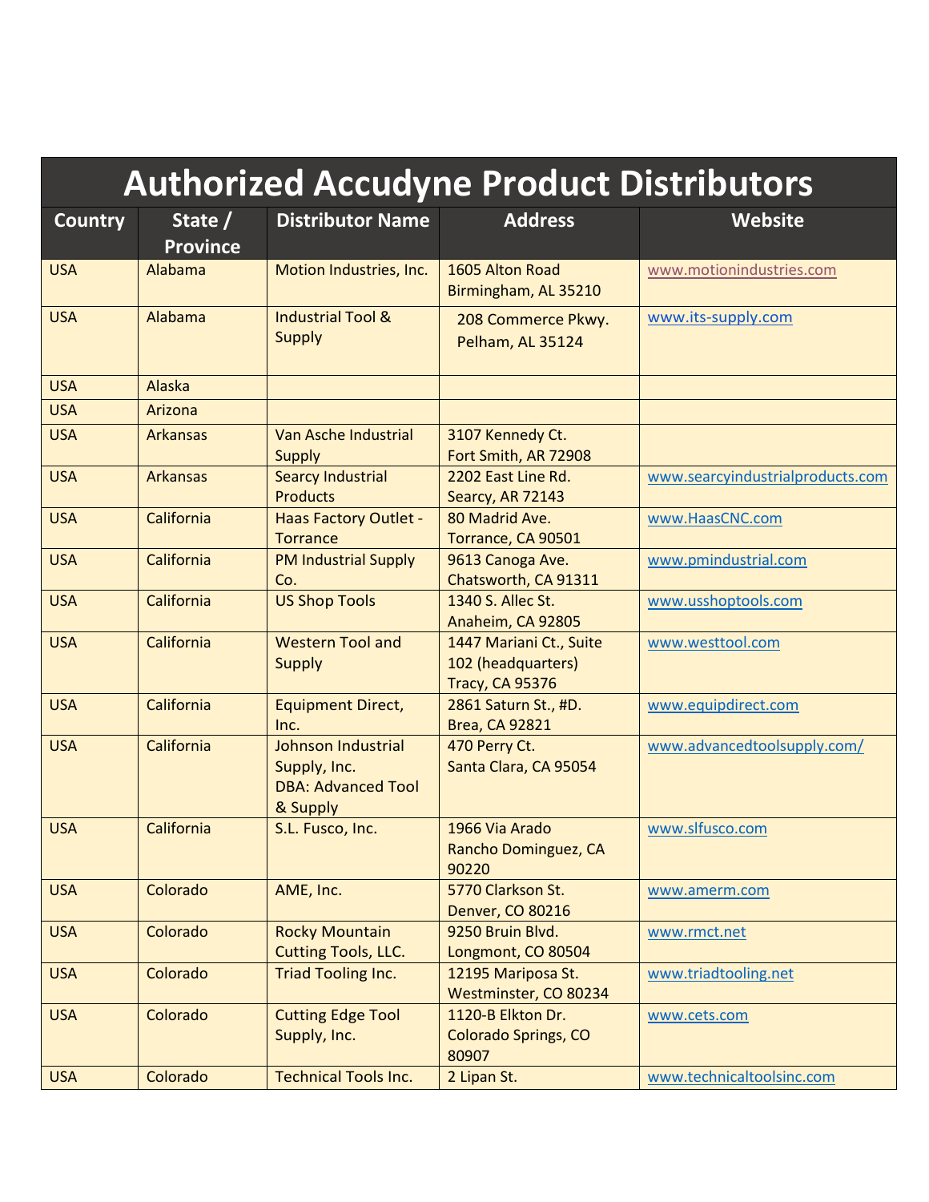# Authorized Accudyne Product Distributors

| Country | State / Province | Distributor Name | Address | Website |
|---|---|---|---|---|
| USA | Alabama | Motion Industries, Inc. | 1605 Alton Road<br>Birmingham, AL 35210 | www.motionindustries.com |
| USA | Alabama | Industrial Tool & Supply | 208 Commerce Pkwy.<br>Pelham, AL 35124 | www.its-supply.com |
| USA | Alaska | | | |
| USA | Arizona | | | |
| USA | Arkansas | Van Asche Industrial Supply | 3107 Kennedy Ct.<br>Fort Smith, AR 72908 | |
| USA | Arkansas | Searcy Industrial Products | 2202 East Line Rd.<br>Searcy, AR 72143 | www.searcyindustrialproducts.com |
| USA | California | Haas Factory Outlet - Torrance | 80 Madrid Ave.<br>Torrance, CA 90501 | www.HaasCNC.com |
| USA | California | PM Industrial Supply Co. | 9613 Canoga Ave.<br>Chatsworth, CA 91311 | www.pmindustrial.com |
| USA | California | US Shop Tools | 1340 S. Allec St.<br>Anaheim, CA 92805 | www.usshoptools.com |
| USA | California | Western Tool and Supply | 1447 Mariani Ct., Suite 102 (headquarters)<br>Tracy, CA 95376 | www.westtool.com |
| USA | California | Equipment Direct, Inc. | 2861 Saturn St., #D.<br>Brea, CA 92821 | www.equipdirect.com |
| USA | California | Johnson Industrial Supply, Inc.<br>DBA: Advanced Tool & Supply | 470 Perry Ct.<br>Santa Clara, CA 95054 | www.advancedtoolsupply.com/ |
| USA | California | S.L. Fusco, Inc. | 1966 Via Arado<br>Rancho Dominguez, CA 90220 | www.slfusco.com |
| USA | Colorado | AME, Inc. | 5770 Clarkson St.<br>Denver, CO 80216 | www.amerm.com |
| USA | Colorado | Rocky Mountain Cutting Tools, LLC. | 9250 Bruin Blvd.<br>Longmont, CO 80504 | www.rmct.net |
| USA | Colorado | Triad Tooling Inc. | 12195 Mariposa St.<br>Westminster, CO 80234 | www.triadtooling.net |
| USA | Colorado | Cutting Edge Tool Supply, Inc. | 1120-B Elkton Dr.<br>Colorado Springs, CO 80907 | www.cets.com |
| USA | Colorado | Technical Tools Inc. | 2 Lipan St. | www.technicaltoolsinc.com |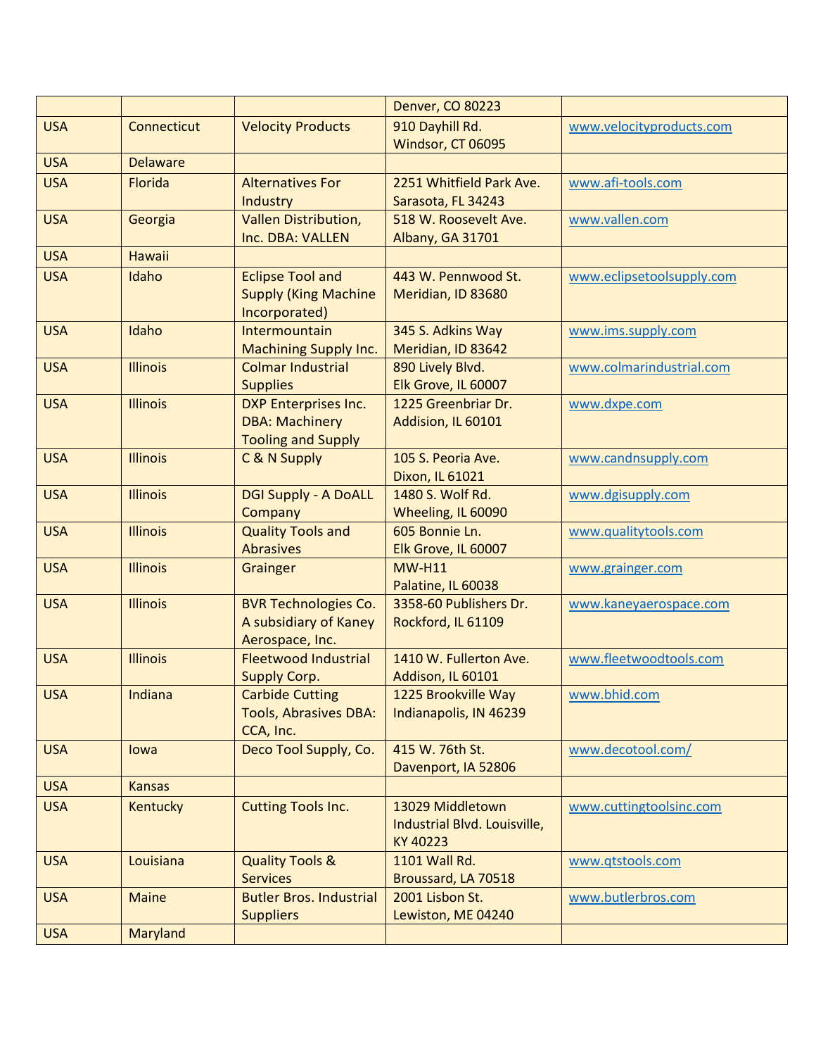| | | | Denver, CO 80223 | |
|---|---|---|---|---|
| USA | Connecticut | Velocity Products | 910 Dayhill Rd.<br>Windsor, CT 06095 | www.velocityproducts.com |
| USA | Delaware | | | |
| USA | Florida | Alternatives For Industry | 2251 Whitfield Park Ave.<br>Sarasota, FL 34243 | www.afi-tools.com |
| USA | Georgia | Vallen Distribution, Inc. DBA: VALLEN | 518 W. Roosevelt Ave.<br>Albany, GA 31701 | www.vallen.com |
| USA | Hawaii | | | |
| USA | Idaho | Eclipse Tool and Supply (King Machine Incorporated) | 443 W. Pennwood St.<br>Meridian, ID 83680 | www.eclipsetoolsupply.com |
| USA | Idaho | Intermountain Machining Supply Inc. | 345 S. Adkins Way<br>Meridian, ID 83642 | www.ims.supply.com |
| USA | Illinois | Colmar Industrial Supplies | 890 Lively Blvd.<br>Elk Grove, IL 60007 | www.colmarindustrial.com |
| USA | Illinois | DXP Enterprises Inc. DBA: Machinery Tooling and Supply | 1225 Greenbriar Dr.<br>Addision, IL 60101 | www.dxpe.com |
| USA | Illinois | C & N Supply | 105 S. Peoria Ave.<br>Dixon, IL 61021 | www.candnsupply.com |
| USA | Illinois | DGI Supply - A DoALL Company | 1480 S. Wolf Rd.<br>Wheeling, IL 60090 | www.dgisupply.com |
| USA | Illinois | Quality Tools and Abrasives | 605 Bonnie Ln.<br>Elk Grove, IL 60007 | www.qualitytools.com |
| USA | Illinois | Grainger | MW-H11<br>Palatine, IL 60038 | www.grainger.com |
| USA | Illinois | BVR Technologies Co. A subsidiary of Kaney Aerospace, Inc. | 3358-60 Publishers Dr.<br>Rockford, IL 61109 | www.kaneyaerospace.com |
| USA | Illinois | Fleetwood Industrial Supply Corp. | 1410 W. Fullerton Ave.<br>Addison, IL 60101 | www.fleetwoodtools.com |
| USA | Indiana | Carbide Cutting Tools, Abrasives DBA: CCA, Inc. | 1225 Brookville Way<br>Indianapolis, IN 46239 | www.bhid.com |
| USA | Iowa | Deco Tool Supply, Co. | 415 W. 76th St.<br>Davenport, IA 52806 | www.decotool.com/ |
| USA | Kansas | | | |
| USA | Kentucky | Cutting Tools Inc. | 13029 Middletown Industrial Blvd. Louisville, KY 40223 | www.cuttingtoolsinc.com |
| USA | Louisiana | Quality Tools & Services | 1101 Wall Rd.<br>Broussard, LA 70518 | www.qtstools.com |
| USA | Maine | Butler Bros. Industrial Suppliers | 2001 Lisbon St.<br>Lewiston, ME 04240 | www.butlerbros.com |
| USA | Maryland | | | |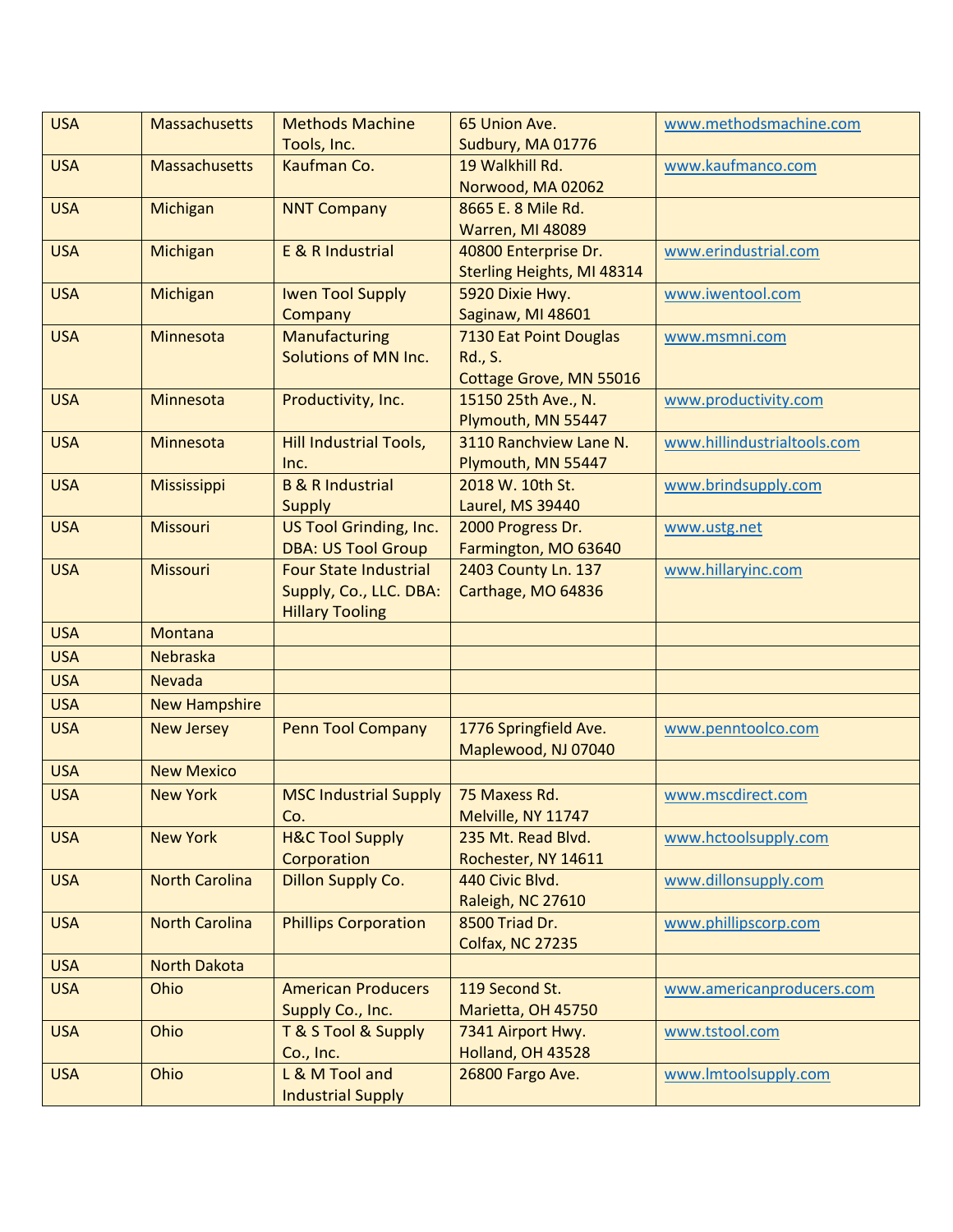| USA | Massachusetts | Methods Machine Tools, Inc. | 65 Union Ave.<br>Sudbury, MA 01776 | www.methodsmachine.com |
|---|---|---|---|---|
| USA | Massachusetts | Kaufman Co. | 19 Walkhill Rd.<br>Norwood, MA 02062 | www.kaufmanco.com |
| USA | Michigan | NNT Company | 8665 E. 8 Mile Rd.<br>Warren, MI 48089 | |
| USA | Michigan | E & R Industrial | 40800 Enterprise Dr.<br>Sterling Heights, MI 48314 | www.erindustrial.com |
| USA | Michigan | Iwen Tool Supply Company | 5920 Dixie Hwy.<br>Saginaw, MI 48601 | www.iwentool.com |
| USA | Minnesota | Manufacturing Solutions of MN Inc. | 7130 Eat Point Douglas Rd., S.<br>Cottage Grove, MN 55016 | www.msmni.com |
| USA | Minnesota | Productivity, Inc. | 15150 25th Ave., N.<br>Plymouth, MN 55447 | www.productivity.com |
| USA | Minnesota | Hill Industrial Tools, Inc. | 3110 Ranchview Lane N.<br>Plymouth, MN 55447 | www.hillindustrialtools.com |
| USA | Mississippi | B & R Industrial Supply | 2018 W. 10th St.<br>Laurel, MS 39440 | www.brindsupply.com |
| USA | Missouri | US Tool Grinding, Inc. DBA: US Tool Group | 2000 Progress Dr.<br>Farmington, MO 63640 | www.ustg.net |
| USA | Missouri | Four State Industrial Supply, Co., LLC. DBA: Hillary Tooling | 2403 County Ln. 137<br>Carthage, MO 64836 | www.hillaryinc.com |
| USA | Montana | | | |
| USA | Nebraska | | | |
| USA | Nevada | | | |
| USA | New Hampshire | | | |
| USA | New Jersey | Penn Tool Company | 1776 Springfield Ave.<br>Maplewood, NJ 07040 | www.penntoolco.com |
| USA | New Mexico | | | |
| USA | New York | MSC Industrial Supply Co. | 75 Maxess Rd.<br>Melville, NY 11747 | www.mscdirect.com |
| USA | New York | H&C Tool Supply Corporation | 235 Mt. Read Blvd.<br>Rochester, NY 14611 | www.hctoolsupply.com |
| USA | North Carolina | Dillon Supply Co. | 440 Civic Blvd.<br>Raleigh, NC 27610 | www.dillonsupply.com |
| USA | North Carolina | Phillips Corporation | 8500 Triad Dr.<br>Colfax, NC 27235 | www.phillipscorp.com |
| USA | North Dakota | | | |
| USA | Ohio | American Producers Supply Co., Inc. | 119 Second St.<br>Marietta, OH 45750 | www.americanproducers.com |
| USA | Ohio | T & S Tool & Supply Co., Inc. | 7341 Airport Hwy.<br>Holland, OH 43528 | www.tstool.com |
| USA | Ohio | L & M Tool and Industrial Supply | 26800 Fargo Ave. | www.lmtoolsupply.com |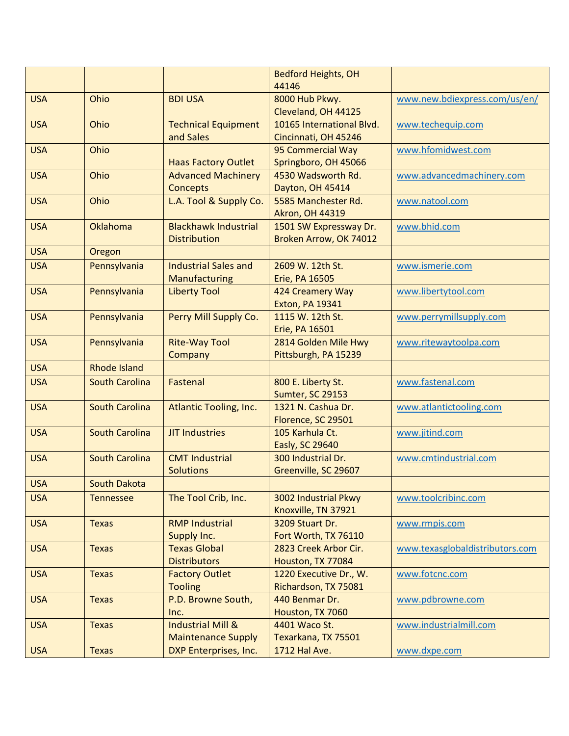| | | | Bedford Heights, OH 44146 | |
|---|---|---|---|---|
| USA | Ohio | BDI USA | 8000 Hub Pkwy. Cleveland, OH 44125 | www.new.bdiexpress.com/us/en/ |
| USA | Ohio | Technical Equipment and Sales | 10165 International Blvd. Cincinnati, OH 45246 | www.techequip.com |
| USA | Ohio | Haas Factory Outlet | 95 Commercial Way Springboro, OH 45066 | www.hfomidwest.com |
| USA | Ohio | Advanced Machinery Concepts | 4530 Wadsworth Rd. Dayton, OH 45414 | www.advancedmachinery.com |
| USA | Ohio | L.A. Tool & Supply Co. | 5585 Manchester Rd. Akron, OH 44319 | www.natool.com |
| USA | Oklahoma | Blackhawk Industrial Distribution | 1501 SW Expressway Dr. Broken Arrow, OK 74012 | www.bhid.com |
| USA | Oregon | | | |
| USA | Pennsylvania | Industrial Sales and Manufacturing | 2609 W. 12th St. Erie, PA 16505 | www.ismerie.com |
| USA | Pennsylvania | Liberty Tool | 424 Creamery Way Exton, PA 19341 | www.libertytool.com |
| USA | Pennsylvania | Perry Mill Supply Co. | 1115 W. 12th St. Erie, PA 16501 | www.perrymillsupply.com |
| USA | Pennsylvania | Rite-Way Tool Company | 2814 Golden Mile Hwy Pittsburgh, PA 15239 | www.ritewaytoolpa.com |
| USA | Rhode Island | | | |
| USA | South Carolina | Fastenal | 800 E. Liberty St. Sumter, SC 29153 | www.fastenal.com |
| USA | South Carolina | Atlantic Tooling, Inc. | 1321 N. Cashua Dr. Florence, SC 29501 | www.atlantictooling.com |
| USA | South Carolina | JIT Industries | 105 Karhula Ct. Easly, SC 29640 | www.jitind.com |
| USA | South Carolina | CMT Industrial Solutions | 300 Industrial Dr. Greenville, SC 29607 | www.cmtindustrial.com |
| USA | South Dakota | | | |
| USA | Tennessee | The Tool Crib, Inc. | 3002 Industrial Pkwy Knoxville, TN 37921 | www.toolcribinc.com |
| USA | Texas | RMP Industrial Supply Inc. | 3209 Stuart Dr. Fort Worth, TX 76110 | www.rmpis.com |
| USA | Texas | Texas Global Distributors | 2823 Creek Arbor Cir. Houston, TX 77084 | www.texasglobaldistributors.com |
| USA | Texas | Factory Outlet Tooling | 1220 Executive Dr., W. Richardson, TX 75081 | www.fotcnc.com |
| USA | Texas | P.D. Browne South, Inc. | 440 Benmar Dr. Houston, TX 7060 | www.pdbrowne.com |
| USA | Texas | Industrial Mill & Maintenance Supply | 4401 Waco St. Texarkana, TX 75501 | www.industrialmill.com |
| USA | Texas | DXP Enterprises, Inc. | 1712 Hal Ave. | www.dxpe.com |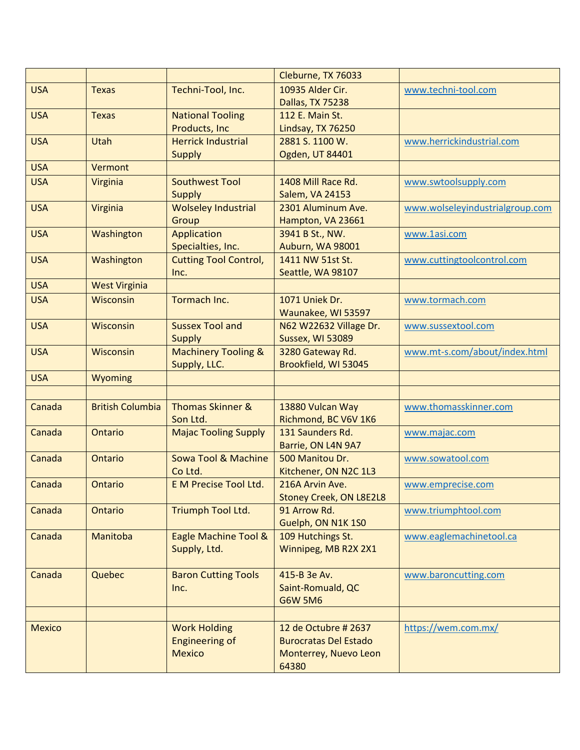| | | | Cleburne, TX 76033 | |
|---|---|---|---|---|
| USA | Texas | Techni-Tool, Inc. | 10935 Alder Cir.<br>Dallas, TX 75238 | www.techni-tool.com |
| USA | Texas | National Tooling Products, Inc | 112 E. Main St.<br>Lindsay, TX 76250 | |
| USA | Utah | Herrick Industrial Supply | 2881 S. 1100 W.<br>Ogden, UT 84401 | www.herrickindustrial.com |
| USA | Vermont | | | |
| USA | Virginia | Southwest Tool Supply | 1408 Mill Race Rd.<br>Salem, VA 24153 | www.swtoolsupply.com |
| USA | Virginia | Wolseley Industrial Group | 2301 Aluminum Ave.<br>Hampton, VA 23661 | www.wolseleyindustrialgroup.com |
| USA | Washington | Application Specialties, Inc. | 3941 B St., NW.<br>Auburn, WA 98001 | www.1asi.com |
| USA | Washington | Cutting Tool Control, Inc. | 1411 NW 51st St.<br>Seattle, WA 98107 | www.cuttingtoolcontrol.com |
| USA | West Virginia | | | |
| USA | Wisconsin | Tormach Inc. | 1071 Uniek Dr.<br>Waunakee, WI 53597 | www.tormach.com |
| USA | Wisconsin | Sussex Tool and Supply | N62 W22632 Village Dr.<br>Sussex, WI 53089 | www.sussextool.com |
| USA | Wisconsin | Machinery Tooling & Supply, LLC. | 3280 Gateway Rd.<br>Brookfield, WI 53045 | www.mt-s.com/about/index.html |
| USA | Wyoming | | | |
| | | | | |
| Canada | British Columbia | Thomas Skinner & Son Ltd. | 13880 Vulcan Way<br>Richmond, BC V6V 1K6 | www.thomasskinner.com |
| Canada | Ontario | Majac Tooling Supply | 131 Saunders Rd.<br>Barrie, ON L4N 9A7 | www.majac.com |
| Canada | Ontario | Sowa Tool & Machine Co Ltd. | 500 Manitou Dr.<br>Kitchener, ON N2C 1L3 | www.sowatool.com |
| Canada | Ontario | E M Precise Tool Ltd. | 216A Arvin Ave.<br>Stoney Creek, ON L8E2L8 | www.emprecise.com |
| Canada | Ontario | Triumph Tool Ltd. | 91 Arrow Rd.<br>Guelph, ON N1K 1S0 | www.triumphtool.com |
| Canada | Manitoba | Eagle Machine Tool & Supply, Ltd. | 109 Hutchings St.<br>Winnipeg, MB R2X 2X1 | www.eaglemachinetool.ca |
| Canada | Quebec | Baron Cutting Tools Inc. | 415-B 3e Av.<br>Saint-Romuald, QC<br>G6W 5M6 | www.baroncutting.com |
| | | | | |
| Mexico | | Work Holding Engineering of Mexico | 12 de Octubre # 2637<br>Burocratas Del Estado<br>Monterrey, Nuevo Leon<br>64380 | https://wem.com.mx/ |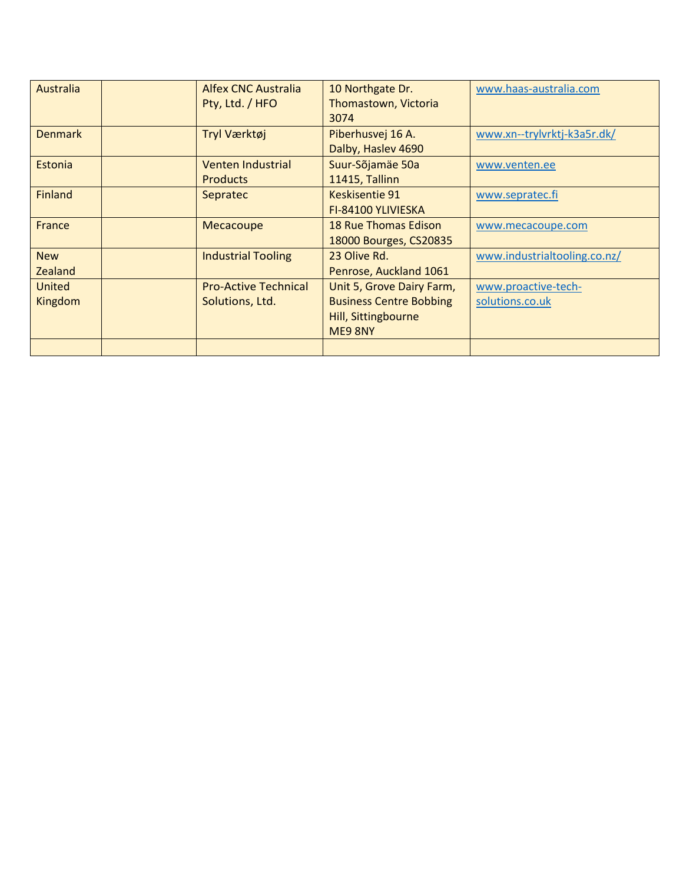| | | | | |
|---|---|---|---|---|
| Australia | | Alfex CNC Australia Pty, Ltd. / HFO | 10 Northgate Dr. Thomastown, Victoria 3074 | www.haas-australia.com |
| Denmark | | Tryl Værktøj | Piberhusvej 16 A. Dalby, Haslev 4690 | www.xn--trylvrktj-k3a5r.dk/ |
| Estonia | | Venten Industrial Products | Suur-Sõjamäe 50a 11415, Tallinn | www.venten.ee |
| Finland | | Sepratec | Keskisentie 91 FI-84100 YLIVIESKA | www.sepratec.fi |
| France | | Mecacoupe | 18 Rue Thomas Edison 18000 Bourges, CS20835 | www.mecacoupe.com |
| New Zealand | | Industrial Tooling | 23 Olive Rd. Penrose, Auckland 1061 | www.industrialtooling.co.nz/ |
| United Kingdom | | Pro-Active Technical Solutions, Ltd. | Unit 5, Grove Dairy Farm, Business Centre Bobbing Hill, Sittingbourne ME9 8NY | www.proactive-tech-solutions.co.uk |
| | | | | |